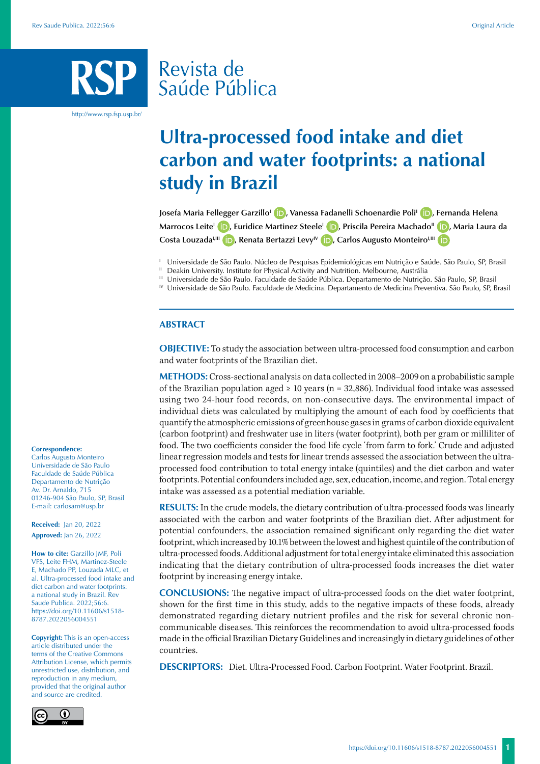# Ultra-processed food intake and diet carbon and water footprints: a national study in Brazil

**Josefa Maria Fellegger Garzillo[I], Vanessa Fadanelli Schoenardie Poli[I], Fernanda Helena Marrocos Leite[I], Euridice Martinez Steele[I], Priscila Pereira Machado[II], Maria Laura da Costa Louzada[I,III], Renata Bertazzi Levy[IV], Carlos Augusto Monteiro[I,III]**

[I] Universidade de São Paulo. Núcleo de Pesquisas Epidemiológicas em Nutrição e Saúde. São Paulo, SP, Brasil
[II] Deakin University. Institute for Physical Activity and Nutrition. Melbourne, Austrália
[III] Universidade de São Paulo. Faculdade de Saúde Pública. Departamento de Nutrição. São Paulo, SP, Brasil
[IV] Universidade de São Paulo. Faculdade de Medicina. Departamento de Medicina Preventiva. São Paulo, SP, Brasil

## ABSTRACT

**OBJECTIVE:** To study the association between ultra-processed food consumption and carbon and water footprints of the Brazilian diet.

**METHODS:** Cross-sectional analysis on data collected in 2008–2009 on a probabilistic sample of the Brazilian population aged ≥ 10 years (n = 32,886). Individual food intake was assessed using two 24-hour food records, on non-consecutive days. The environmental impact of individual diets was calculated by multiplying the amount of each food by coefficients that quantify the atmospheric emissions of greenhouse gases in grams of carbon dioxide equivalent (carbon footprint) and freshwater use in liters (water footprint), both per gram or milliliter of food. The two coefficients consider the food life cycle 'from farm to fork.' Crude and adjusted linear regression models and tests for linear trends assessed the association between the ultra-processed food contribution to total energy intake (quintiles) and the diet carbon and water footprints. Potential confounders included age, sex, education, income, and region. Total energy intake was assessed as a potential mediation variable.

**RESULTS:** In the crude models, the dietary contribution of ultra-processed foods was linearly associated with the carbon and water footprints of the Brazilian diet. After adjustment for potential confounders, the association remained significant only regarding the diet water footprint, which increased by 10.1% between the lowest and highest quintile of the contribution of ultra-processed foods. Additional adjustment for total energy intake eliminated this association indicating that the dietary contribution of ultra-processed foods increases the diet water footprint by increasing energy intake.

**CONCLUSIONS:** The negative impact of ultra-processed foods on the diet water footprint, shown for the first time in this study, adds to the negative impacts of these foods, already demonstrated regarding dietary nutrient profiles and the risk for several chronic non-communicable diseases. This reinforces the recommendation to avoid ultra-processed foods made in the official Brazilian Dietary Guidelines and increasingly in dietary guidelines of other countries.

**DESCRIPTORS:** Diet. Ultra-Processed Food. Carbon Footprint. Water Footprint. Brazil.

**Correspondence:**
Carlos Augusto Monteiro
Universidade de São Paulo
Faculdade de Saúde Pública
Departamento de Nutrição
Av. Dr. Arnaldo, 715
01246-904 São Paulo, SP, Brasil
E-mail: carlosam@usp.br

**Received:** Jan 20, 2022
**Approved:** Jan 26, 2022

**How to cite:** Garzillo JMF, Poli VFS, Leite FHM, Martinez-Steele E, Machado PP, Louzada MLC, et al. Ultra-processed food intake and diet carbon and water footprints: a national study in Brazil. Rev Saude Publica. 2022;56:6. https://doi.org/10.11606/s1518-8787.2022056004551

**Copyright:** This is an open-access article distributed under the terms of the Creative Commons Attribution License, which permits unrestricted use, distribution, and reproduction in any medium, provided that the original author and source are credited.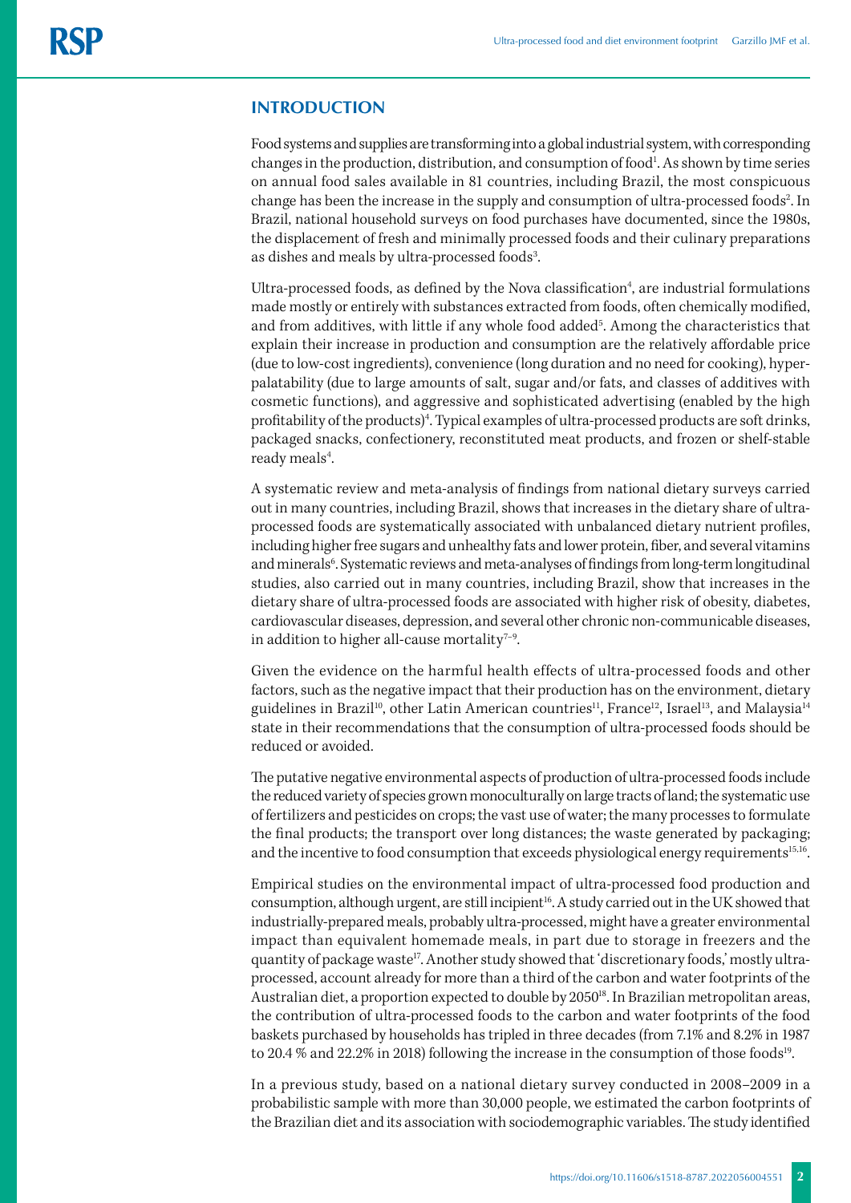## INTRODUCTION

Food systems and supplies are transforming into a global industrial system, with corresponding changes in the production, distribution, and consumption of food[1]. As shown by time series on annual food sales available in 81 countries, including Brazil, the most conspicuous change has been the increase in the supply and consumption of ultra-processed foods[2]. In Brazil, national household surveys on food purchases have documented, since the 1980s, the displacement of fresh and minimally processed foods and their culinary preparations as dishes and meals by ultra-processed foods[3].

Ultra-processed foods, as defined by the Nova classification[4], are industrial formulations made mostly or entirely with substances extracted from foods, often chemically modified, and from additives, with little if any whole food added[5]. Among the characteristics that explain their increase in production and consumption are the relatively affordable price (due to low-cost ingredients), convenience (long duration and no need for cooking), hyper-palatability (due to large amounts of salt, sugar and/or fats, and classes of additives with cosmetic functions), and aggressive and sophisticated advertising (enabled by the high profitability of the products)[4]. Typical examples of ultra-processed products are soft drinks, packaged snacks, confectionery, reconstituted meat products, and frozen or shelf-stable ready meals[4].

A systematic review and meta-analysis of findings from national dietary surveys carried out in many countries, including Brazil, shows that increases in the dietary share of ultra-processed foods are systematically associated with unbalanced dietary nutrient profiles, including higher free sugars and unhealthy fats and lower protein, fiber, and several vitamins and minerals[6]. Systematic reviews and meta-analyses of findings from long-term longitudinal studies, also carried out in many countries, including Brazil, show that increases in the dietary share of ultra-processed foods are associated with higher risk of obesity, diabetes, cardiovascular diseases, depression, and several other chronic non-communicable diseases, in addition to higher all-cause mortality[7–9].

Given the evidence on the harmful health effects of ultra-processed foods and other factors, such as the negative impact that their production has on the environment, dietary guidelines in Brazil[10], other Latin American countries[11], France[12], Israel[13], and Malaysia[14] state in their recommendations that the consumption of ultra-processed foods should be reduced or avoided.

The putative negative environmental aspects of production of ultra-processed foods include the reduced variety of species grown monoculturally on large tracts of land; the systematic use of fertilizers and pesticides on crops; the vast use of water; the many processes to formulate the final products; the transport over long distances; the waste generated by packaging; and the incentive to food consumption that exceeds physiological energy requirements[15,16].

Empirical studies on the environmental impact of ultra-processed food production and consumption, although urgent, are still incipient[16]. A study carried out in the UK showed that industrially-prepared meals, probably ultra-processed, might have a greater environmental impact than equivalent homemade meals, in part due to storage in freezers and the quantity of package waste[17]. Another study showed that 'discretionary foods,' mostly ultra-processed, account already for more than a third of the carbon and water footprints of the Australian diet, a proportion expected to double by 2050[18]. In Brazilian metropolitan areas, the contribution of ultra-processed foods to the carbon and water footprints of the food baskets purchased by households has tripled in three decades (from 7.1% and 8.2% in 1987 to 20.4 % and 22.2% in 2018) following the increase in the consumption of those foods[19].

In a previous study, based on a national dietary survey conducted in 2008–2009 in a probabilistic sample with more than 30,000 people, we estimated the carbon footprints of the Brazilian diet and its association with sociodemographic variables. The study identified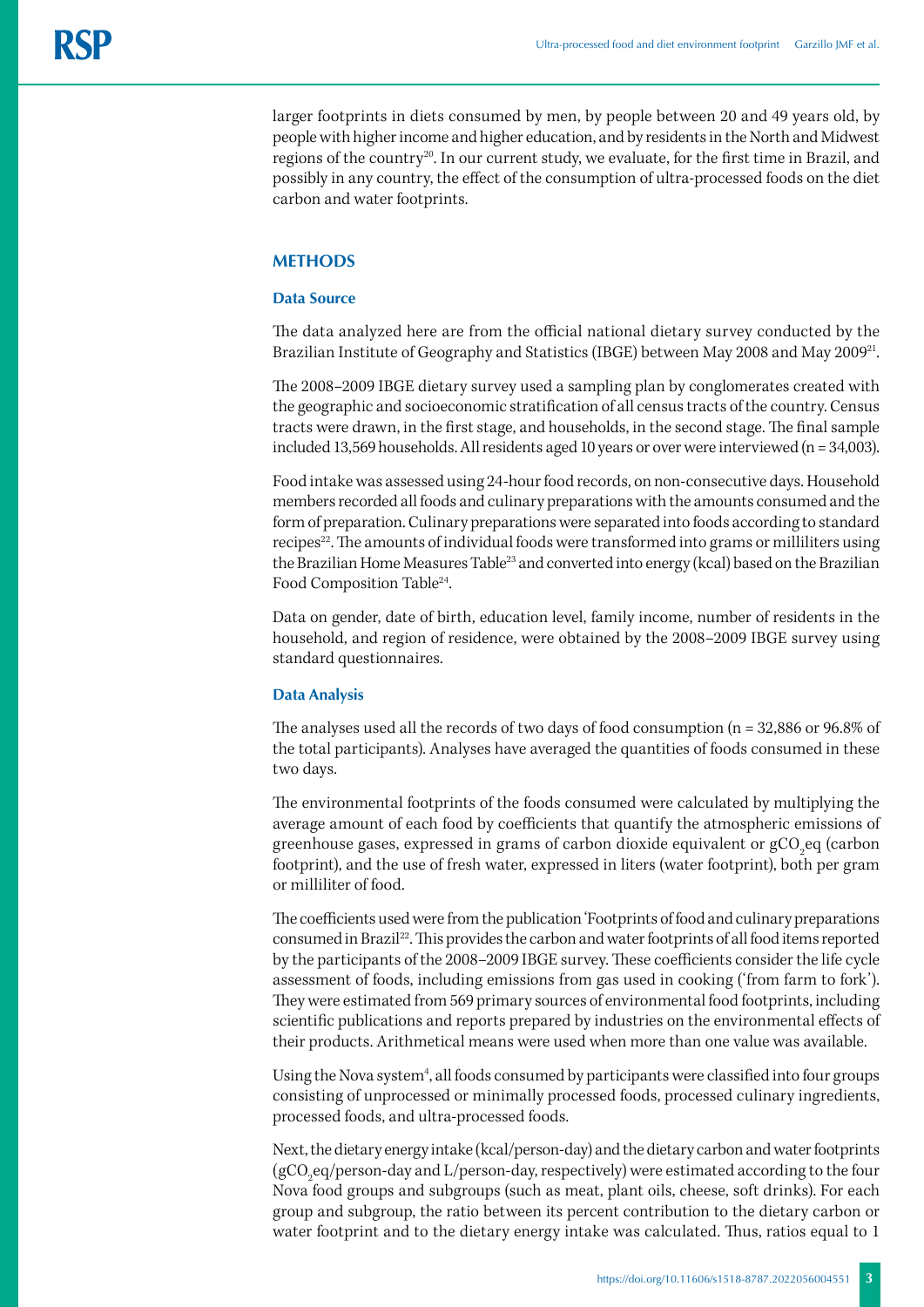larger footprints in diets consumed by men, by people between 20 and 49 years old, by people with higher income and higher education, and by residents in the North and Midwest regions of the country[20]. In our current study, we evaluate, for the first time in Brazil, and possibly in any country, the effect of the consumption of ultra-processed foods on the diet carbon and water footprints.

## METHODS

### Data Source

The data analyzed here are from the official national dietary survey conducted by the Brazilian Institute of Geography and Statistics (IBGE) between May 2008 and May 2009[21].

The 2008–2009 IBGE dietary survey used a sampling plan by conglomerates created with the geographic and socioeconomic stratification of all census tracts of the country. Census tracts were drawn, in the first stage, and households, in the second stage. The final sample included 13,569 households. All residents aged 10 years or over were interviewed (n = 34,003).

Food intake was assessed using 24-hour food records, on non-consecutive days. Household members recorded all foods and culinary preparations with the amounts consumed and the form of preparation. Culinary preparations were separated into foods according to standard recipes[22]. The amounts of individual foods were transformed into grams or milliliters using the Brazilian Home Measures Table[23] and converted into energy (kcal) based on the Brazilian Food Composition Table[24].

Data on gender, date of birth, education level, family income, number of residents in the household, and region of residence, were obtained by the 2008–2009 IBGE survey using standard questionnaires.

### Data Analysis

The analyses used all the records of two days of food consumption (n = 32,886 or 96.8% of the total participants). Analyses have averaged the quantities of foods consumed in these two days.

The environmental footprints of the foods consumed were calculated by multiplying the average amount of each food by coefficients that quantify the atmospheric emissions of greenhouse gases, expressed in grams of carbon dioxide equivalent or $gCO_2eq$ (carbon footprint), and the use of fresh water, expressed in liters (water footprint), both per gram or milliliter of food.

The coefficients used were from the publication 'Footprints of food and culinary preparations consumed in Brazil[22]. This provides the carbon and water footprints of all food items reported by the participants of the 2008–2009 IBGE survey. These coefficients consider the life cycle assessment of foods, including emissions from gas used in cooking ('from farm to fork'). They were estimated from 569 primary sources of environmental food footprints, including scientific publications and reports prepared by industries on the environmental effects of their products. Arithmetical means were used when more than one value was available.

Using the Nova system[4], all foods consumed by participants were classified into four groups consisting of unprocessed or minimally processed foods, processed culinary ingredients, processed foods, and ultra-processed foods.

Next, the dietary energy intake (kcal/person-day) and the dietary carbon and water footprints ($gCO_2eq$/person-day and L/person-day, respectively) were estimated according to the four Nova food groups and subgroups (such as meat, plant oils, cheese, soft drinks). For each group and subgroup, the ratio between its percent contribution to the dietary carbon or water footprint and to the dietary energy intake was calculated. Thus, ratios equal to 1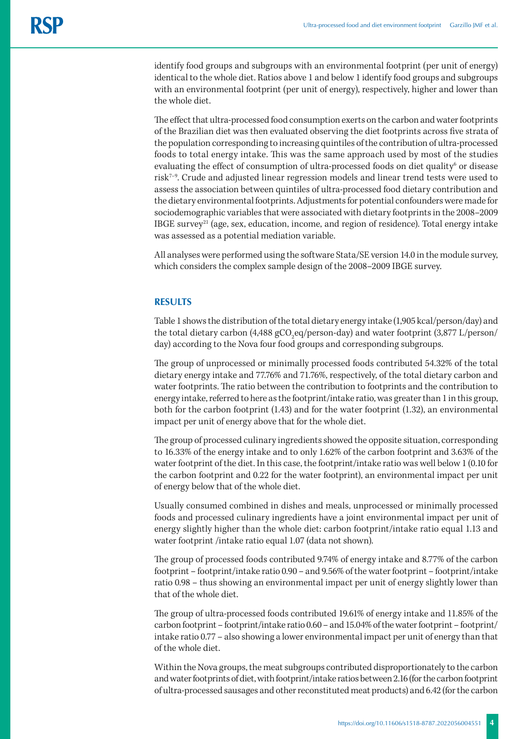identify food groups and subgroups with an environmental footprint (per unit of energy) identical to the whole diet. Ratios above 1 and below 1 identify food groups and subgroups with an environmental footprint (per unit of energy), respectively, higher and lower than the whole diet.

The effect that ultra-processed food consumption exerts on the carbon and water footprints of the Brazilian diet was then evaluated observing the diet footprints across five strata of the population corresponding to increasing quintiles of the contribution of ultra-processed foods to total energy intake. This was the same approach used by most of the studies evaluating the effect of consumption of ultra-processed foods on diet quality[6] or disease risk[7–9]. Crude and adjusted linear regression models and linear trend tests were used to assess the association between quintiles of ultra-processed food dietary contribution and the dietary environmental footprints. Adjustments for potential confounders were made for sociodemographic variables that were associated with dietary footprints in the 2008–2009 IBGE survey[21] (age, sex, education, income, and region of residence). Total energy intake was assessed as a potential mediation variable.

All analyses were performed using the software Stata/SE version 14.0 in the module survey, which considers the complex sample design of the 2008–2009 IBGE survey.

## RESULTS

Table 1 shows the distribution of the total dietary energy intake (1,905 kcal/person/day) and the total dietary carbon (4,488 g$CO_2$eq/person-day) and water footprint (3,877 L/person/day) according to the Nova four food groups and corresponding subgroups.

The group of unprocessed or minimally processed foods contributed 54.32% of the total dietary energy intake and 77.76% and 71.76%, respectively, of the total dietary carbon and water footprints. The ratio between the contribution to footprints and the contribution to energy intake, referred to here as the footprint/intake ratio, was greater than 1 in this group, both for the carbon footprint (1.43) and for the water footprint (1.32), an environmental impact per unit of energy above that for the whole diet.

The group of processed culinary ingredients showed the opposite situation, corresponding to 16.33% of the energy intake and to only 1.62% of the carbon footprint and 3.63% of the water footprint of the diet. In this case, the footprint/intake ratio was well below 1 (0.10 for the carbon footprint and 0.22 for the water footprint), an environmental impact per unit of energy below that of the whole diet.

Usually consumed combined in dishes and meals, unprocessed or minimally processed foods and processed culinary ingredients have a joint environmental impact per unit of energy slightly higher than the whole diet: carbon footprint/intake ratio equal 1.13 and water footprint /intake ratio equal 1.07 (data not shown).

The group of processed foods contributed 9.74% of energy intake and 8.77% of the carbon footprint – footprint/intake ratio 0.90 – and 9.56% of the water footprint – footprint/intake ratio 0.98 – thus showing an environmental impact per unit of energy slightly lower than that of the whole diet.

The group of ultra-processed foods contributed 19.61% of energy intake and 11.85% of the carbon footprint – footprint/intake ratio 0.60 – and 15.04% of the water footprint – footprint/intake ratio 0.77 – also showing a lower environmental impact per unit of energy than that of the whole diet.

Within the Nova groups, the meat subgroups contributed disproportionately to the carbon and water footprints of diet, with footprint/intake ratios between 2.16 (for the carbon footprint of ultra-processed sausages and other reconstituted meat products) and 6.42 (for the carbon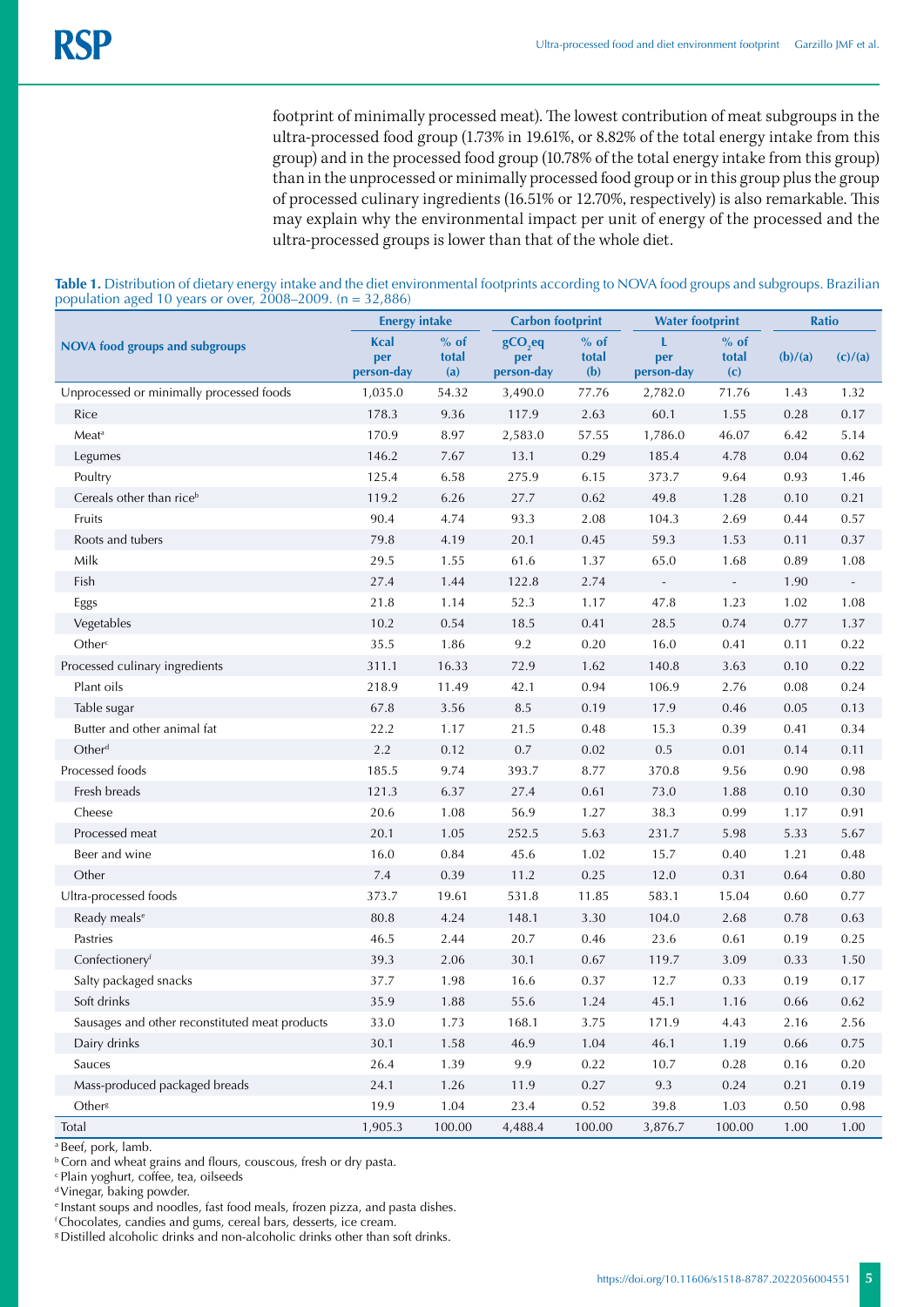footprint of minimally processed meat). The lowest contribution of meat subgroups in the ultra-processed food group (1.73% in 19.61%, or 8.82% of the total energy intake from this group) and in the processed food group (10.78% of the total energy intake from this group) than in the unprocessed or minimally processed food group or in this group plus the group of processed culinary ingredients (16.51% or 12.70%, respectively) is also remarkable. This may explain why the environmental impact per unit of energy of the processed and the ultra-processed groups is lower than that of the whole diet.

**Table 1.** Distribution of dietary energy intake and the diet environmental footprints according to NOVA food groups and subgroups. Brazilian population aged 10 years or over, 2008–2009. (n = 32,886)

| NOVA food groups and subgroups | Energy intake | | Carbon footprint | | Water footprint | | Ratio | |
|---|---|---|---|---|---|---|---|---|
| | Kcal per person-day | % of total (a) | $gCO_2eq$ per person-day | % of total (b) | L per person-day | % of total (c) | (b)/(a) | (c)/(a) |
| Unprocessed or minimally processed foods | 1,035.0 | 54.32 | 3,490.0 | 77.76 | 2,782.0 | 71.76 | 1.43 | 1.32 |
| Rice | 178.3 | 9.36 | 117.9 | 2.63 | 60.1 | 1.55 | 0.28 | 0.17 |
| Meat[a] | 170.9 | 8.97 | 2,583.0 | 57.55 | 1,786.0 | 46.07 | 6.42 | 5.14 |
| Legumes | 146.2 | 7.67 | 13.1 | 0.29 | 185.4 | 4.78 | 0.04 | 0.62 |
| Poultry | 125.4 | 6.58 | 275.9 | 6.15 | 373.7 | 9.64 | 0.93 | 1.46 |
| Cereals other than rice[b] | 119.2 | 6.26 | 27.7 | 0.62 | 49.8 | 1.28 | 0.10 | 0.21 |
| Fruits | 90.4 | 4.74 | 93.3 | 2.08 | 104.3 | 2.69 | 0.44 | 0.57 |
| Roots and tubers | 79.8 | 4.19 | 20.1 | 0.45 | 59.3 | 1.53 | 0.11 | 0.37 |
| Milk | 29.5 | 1.55 | 61.6 | 1.37 | 65.0 | 1.68 | 0.89 | 1.08 |
| Fish | 27.4 | 1.44 | 122.8 | 2.74 | - | - | 1.90 | - |
| Eggs | 21.8 | 1.14 | 52.3 | 1.17 | 47.8 | 1.23 | 1.02 | 1.08 |
| Vegetables | 10.2 | 0.54 | 18.5 | 0.41 | 28.5 | 0.74 | 0.77 | 1.37 |
| Other[c] | 35.5 | 1.86 | 9.2 | 0.20 | 16.0 | 0.41 | 0.11 | 0.22 |
| Processed culinary ingredients | 311.1 | 16.33 | 72.9 | 1.62 | 140.8 | 3.63 | 0.10 | 0.22 |
| Plant oils | 218.9 | 11.49 | 42.1 | 0.94 | 106.9 | 2.76 | 0.08 | 0.24 |
| Table sugar | 67.8 | 3.56 | 8.5 | 0.19 | 17.9 | 0.46 | 0.05 | 0.13 |
| Butter and other animal fat | 22.2 | 1.17 | 21.5 | 0.48 | 15.3 | 0.39 | 0.41 | 0.34 |
| Other[d] | 2.2 | 0.12 | 0.7 | 0.02 | 0.5 | 0.01 | 0.14 | 0.11 |
| Processed foods | 185.5 | 9.74 | 393.7 | 8.77 | 370.8 | 9.56 | 0.90 | 0.98 |
| Fresh breads | 121.3 | 6.37 | 27.4 | 0.61 | 73.0 | 1.88 | 0.10 | 0.30 |
| Cheese | 20.6 | 1.08 | 56.9 | 1.27 | 38.3 | 0.99 | 1.17 | 0.91 |
| Processed meat | 20.1 | 1.05 | 252.5 | 5.63 | 231.7 | 5.98 | 5.33 | 5.67 |
| Beer and wine | 16.0 | 0.84 | 45.6 | 1.02 | 15.7 | 0.40 | 1.21 | 0.48 |
| Other | 7.4 | 0.39 | 11.2 | 0.25 | 12.0 | 0.31 | 0.64 | 0.80 |
| Ultra-processed foods | 373.7 | 19.61 | 531.8 | 11.85 | 583.1 | 15.04 | 0.60 | 0.77 |
| Ready meals[e] | 80.8 | 4.24 | 148.1 | 3.30 | 104.0 | 2.68 | 0.78 | 0.63 |
| Pastries | 46.5 | 2.44 | 20.7 | 0.46 | 23.6 | 0.61 | 0.19 | 0.25 |
| Confectionery[f] | 39.3 | 2.06 | 30.1 | 0.67 | 119.7 | 3.09 | 0.33 | 1.50 |
| Salty packaged snacks | 37.7 | 1.98 | 16.6 | 0.37 | 12.7 | 0.33 | 0.19 | 0.17 |
| Soft drinks | 35.9 | 1.88 | 55.6 | 1.24 | 45.1 | 1.16 | 0.66 | 0.62 |
| Sausages and other reconstituted meat products | 33.0 | 1.73 | 168.1 | 3.75 | 171.9 | 4.43 | 2.16 | 2.56 |
| Dairy drinks | 30.1 | 1.58 | 46.9 | 1.04 | 46.1 | 1.19 | 0.66 | 0.75 |
| Sauces | 26.4 | 1.39 | 9.9 | 0.22 | 10.7 | 0.28 | 0.16 | 0.20 |
| Mass-produced packaged breads | 24.1 | 1.26 | 11.9 | 0.27 | 9.3 | 0.24 | 0.21 | 0.19 |
| Other[g] | 19.9 | 1.04 | 23.4 | 0.52 | 39.8 | 1.03 | 0.50 | 0.98 |
| Total | 1,905.3 | 100.00 | 4,488.4 | 100.00 | 3,876.7 | 100.00 | 1.00 | 1.00 |

[a] Beef, pork, lamb.
[b] Corn and wheat grains and flours, couscous, fresh or dry pasta.
[c] Plain yoghurt, coffee, tea, oilseeds
[d] Vinegar, baking powder.
[e] Instant soups and noodles, fast food meals, frozen pizza, and pasta dishes.
[f] Chocolates, candies and gums, cereal bars, desserts, ice cream.
[g] Distilled alcoholic drinks and non-alcoholic drinks other than soft drinks.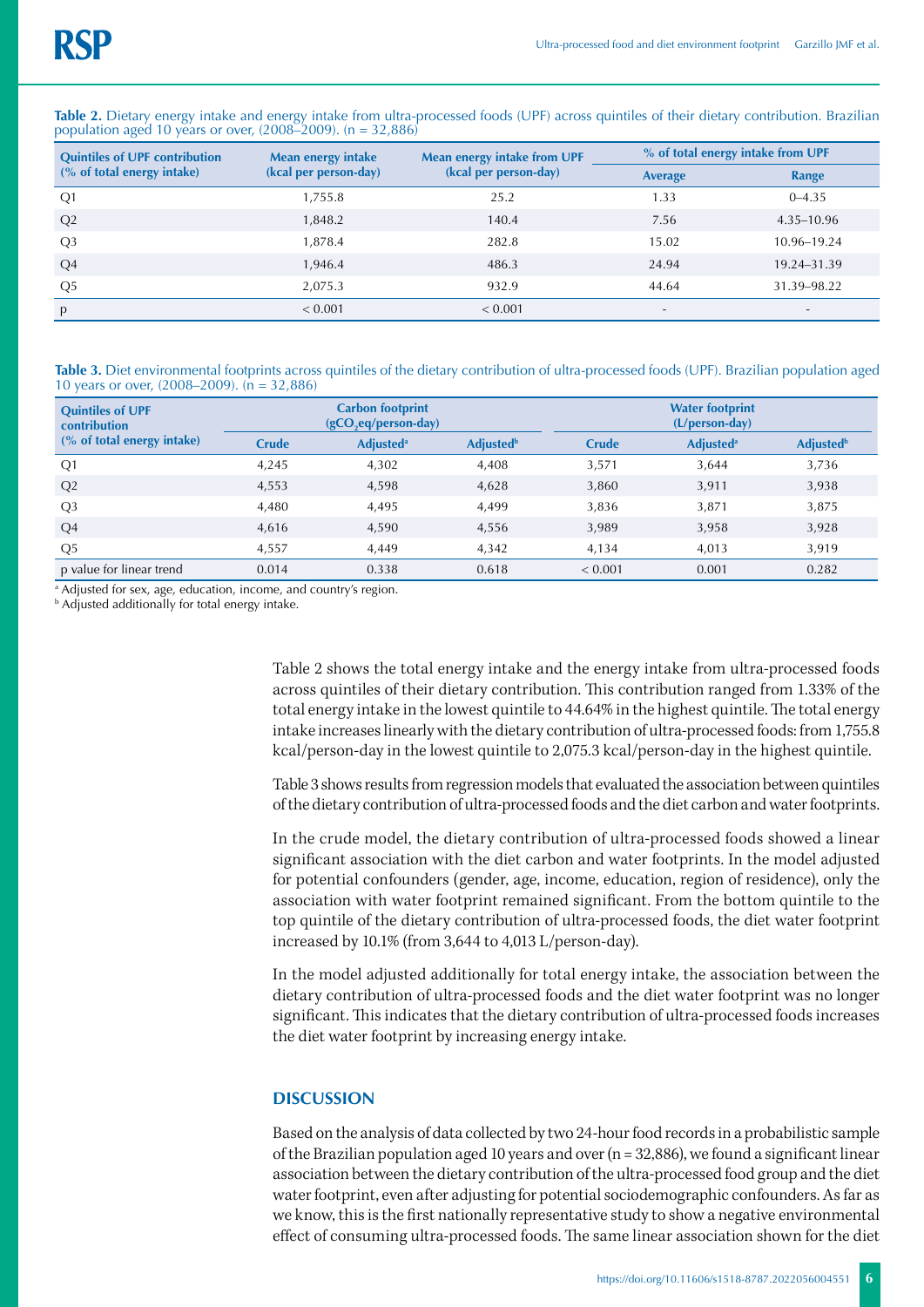**Table 2.** Dietary energy intake and energy intake from ultra-processed foods (UPF) across quintiles of their dietary contribution. Brazilian population aged 10 years or over, (2008–2009). (n = 32,886)

| Quintiles of UPF contribution (% of total energy intake) | Mean energy intake (kcal per person-day) | Mean energy intake from UPF (kcal per person-day) | % of total energy intake from UPF | |
|---|---|---|---|---|
| | | | Average | Range |
| Q1 | 1,755.8 | 25.2 | 1.33 | 0–4.35 |
| Q2 | 1,848.2 | 140.4 | 7.56 | 4.35–10.96 |
| Q3 | 1,878.4 | 282.8 | 15.02 | 10.96–19.24 |
| Q4 | 1,946.4 | 486.3 | 24.94 | 19.24–31.39 |
| Q5 | 2,075.3 | 932.9 | 44.64 | 31.39–98.22 |
| p | < 0.001 | < 0.001 | - | - |

**Table 3.** Diet environmental footprints across quintiles of the dietary contribution of ultra-processed foods (UPF). Brazilian population aged 10 years or over, (2008–2009). (n = 32,886)

| Quintiles of UPF contribution (% of total energy intake) | Carbon footprint ($gCO_2eq$/person-day) | | | Water footprint (L/person-day) | | |
|---|---|---|---|---|---|---|
| | Crude | Adjusted[a] | Adjusted[b] | Crude | Adjusted[a] | Adjusted[b] |
| Q1 | 4,245 | 4,302 | 4,408 | 3,571 | 3,644 | 3,736 |
| Q2 | 4,553 | 4,598 | 4,628 | 3,860 | 3,911 | 3,938 |
| Q3 | 4,480 | 4,495 | 4,499 | 3,836 | 3,871 | 3,875 |
| Q4 | 4,616 | 4,590 | 4,556 | 3,989 | 3,958 | 3,928 |
| Q5 | 4,557 | 4,449 | 4,342 | 4,134 | 4,013 | 3,919 |
| p value for linear trend | 0.014 | 0.338 | 0.618 | < 0.001 | 0.001 | 0.282 |

[a] Adjusted for sex, age, education, income, and country's region.
[b] Adjusted additionally for total energy intake.

Table 2 shows the total energy intake and the energy intake from ultra-processed foods across quintiles of their dietary contribution. This contribution ranged from 1.33% of the total energy intake in the lowest quintile to 44.64% in the highest quintile. The total energy intake increases linearly with the dietary contribution of ultra-processed foods: from 1,755.8 kcal/person-day in the lowest quintile to 2,075.3 kcal/person-day in the highest quintile.

Table 3 shows results from regression models that evaluated the association between quintiles of the dietary contribution of ultra-processed foods and the diet carbon and water footprints.

In the crude model, the dietary contribution of ultra-processed foods showed a linear significant association with the diet carbon and water footprints. In the model adjusted for potential confounders (gender, age, income, education, region of residence), only the association with water footprint remained significant. From the bottom quintile to the top quintile of the dietary contribution of ultra-processed foods, the diet water footprint increased by 10.1% (from 3,644 to 4,013 L/person-day).

In the model adjusted additionally for total energy intake, the association between the dietary contribution of ultra-processed foods and the diet water footprint was no longer significant. This indicates that the dietary contribution of ultra-processed foods increases the diet water footprint by increasing energy intake.

## DISCUSSION

Based on the analysis of data collected by two 24-hour food records in a probabilistic sample of the Brazilian population aged 10 years and over (n = 32,886), we found a significant linear association between the dietary contribution of the ultra-processed food group and the diet water footprint, even after adjusting for potential sociodemographic confounders. As far as we know, this is the first nationally representative study to show a negative environmental effect of consuming ultra-processed foods. The same linear association shown for the diet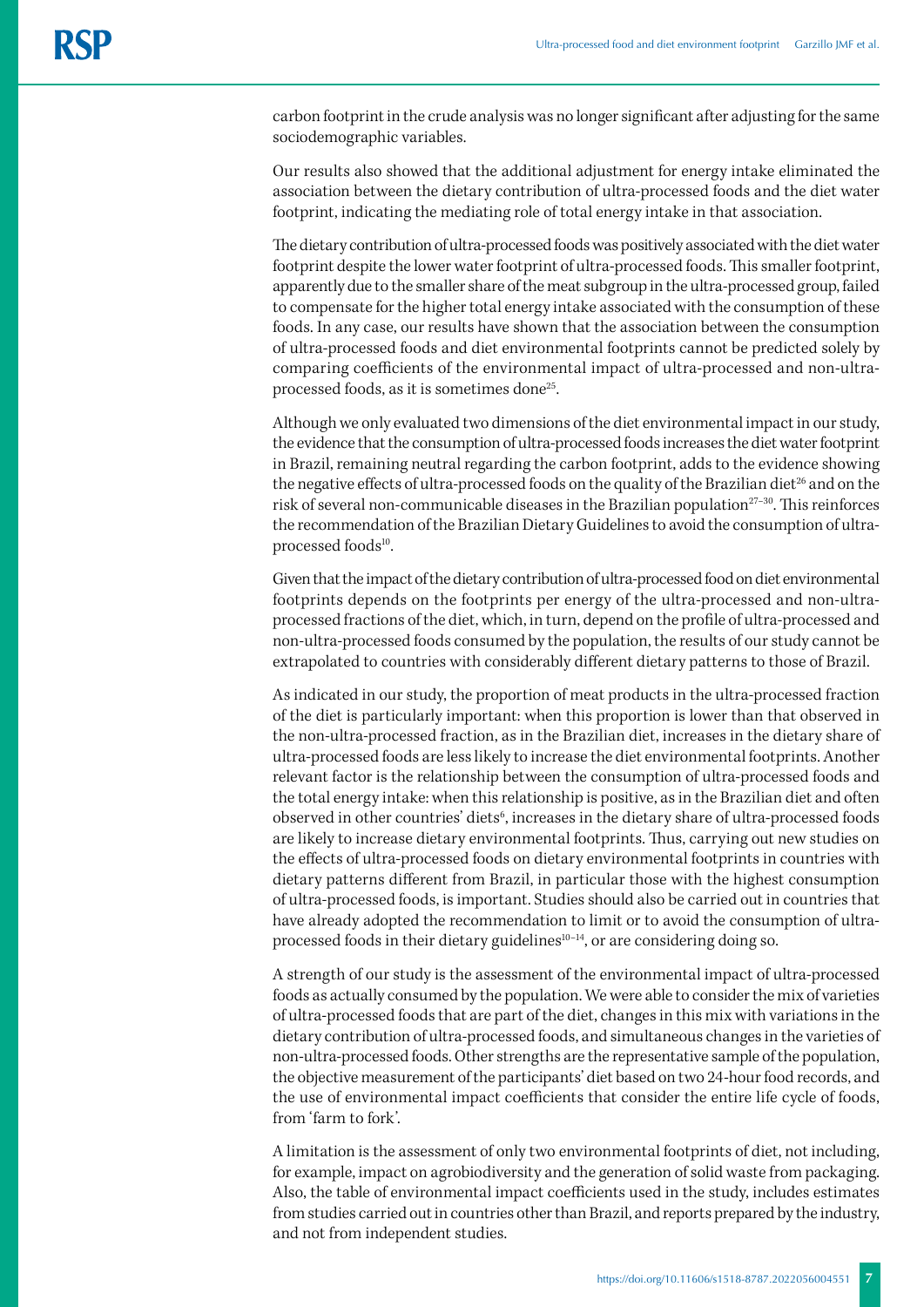carbon footprint in the crude analysis was no longer significant after adjusting for the same sociodemographic variables.

Our results also showed that the additional adjustment for energy intake eliminated the association between the dietary contribution of ultra-processed foods and the diet water footprint, indicating the mediating role of total energy intake in that association.

The dietary contribution of ultra-processed foods was positively associated with the diet water footprint despite the lower water footprint of ultra-processed foods. This smaller footprint, apparently due to the smaller share of the meat subgroup in the ultra-processed group, failed to compensate for the higher total energy intake associated with the consumption of these foods. In any case, our results have shown that the association between the consumption of ultra-processed foods and diet environmental footprints cannot be predicted solely by comparing coefficients of the environmental impact of ultra-processed and non-ultra-processed foods, as it is sometimes done[25].

Although we only evaluated two dimensions of the diet environmental impact in our study, the evidence that the consumption of ultra-processed foods increases the diet water footprint in Brazil, remaining neutral regarding the carbon footprint, adds to the evidence showing the negative effects of ultra-processed foods on the quality of the Brazilian diet[26] and on the risk of several non-communicable diseases in the Brazilian population[27–30]. This reinforces the recommendation of the Brazilian Dietary Guidelines to avoid the consumption of ultra-processed foods[10].

Given that the impact of the dietary contribution of ultra-processed food on diet environmental footprints depends on the footprints per energy of the ultra-processed and non-ultra-processed fractions of the diet, which, in turn, depend on the profile of ultra-processed and non-ultra-processed foods consumed by the population, the results of our study cannot be extrapolated to countries with considerably different dietary patterns to those of Brazil.

As indicated in our study, the proportion of meat products in the ultra-processed fraction of the diet is particularly important: when this proportion is lower than that observed in the non-ultra-processed fraction, as in the Brazilian diet, increases in the dietary share of ultra-processed foods are less likely to increase the diet environmental footprints. Another relevant factor is the relationship between the consumption of ultra-processed foods and the total energy intake: when this relationship is positive, as in the Brazilian diet and often observed in other countries' diets[6], increases in the dietary share of ultra-processed foods are likely to increase dietary environmental footprints. Thus, carrying out new studies on the effects of ultra-processed foods on dietary environmental footprints in countries with dietary patterns different from Brazil, in particular those with the highest consumption of ultra-processed foods, is important. Studies should also be carried out in countries that have already adopted the recommendation to limit or to avoid the consumption of ultra-processed foods in their dietary guidelines[10–14], or are considering doing so.

A strength of our study is the assessment of the environmental impact of ultra-processed foods as actually consumed by the population. We were able to consider the mix of varieties of ultra-processed foods that are part of the diet, changes in this mix with variations in the dietary contribution of ultra-processed foods, and simultaneous changes in the varieties of non-ultra-processed foods. Other strengths are the representative sample of the population, the objective measurement of the participants' diet based on two 24-hour food records, and the use of environmental impact coefficients that consider the entire life cycle of foods, from 'farm to fork'.

A limitation is the assessment of only two environmental footprints of diet, not including, for example, impact on agrobiodiversity and the generation of solid waste from packaging. Also, the table of environmental impact coefficients used in the study, includes estimates from studies carried out in countries other than Brazil, and reports prepared by the industry, and not from independent studies.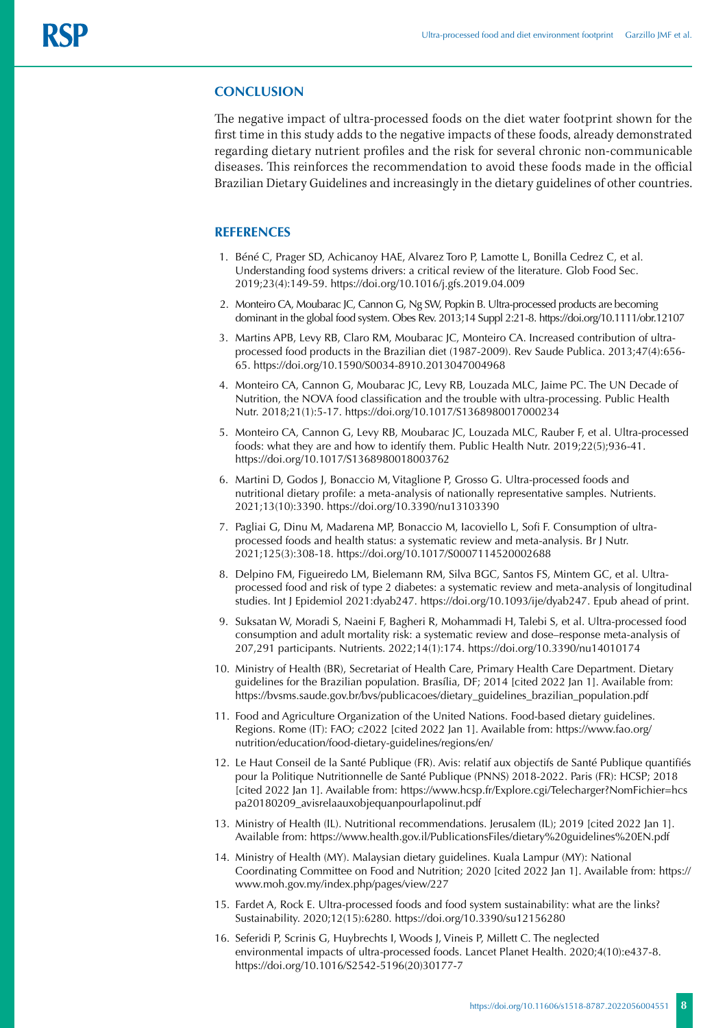## CONCLUSION

The negative impact of ultra-processed foods on the diet water footprint shown for the first time in this study adds to the negative impacts of these foods, already demonstrated regarding dietary nutrient profiles and the risk for several chronic non-communicable diseases. This reinforces the recommendation to avoid these foods made in the official Brazilian Dietary Guidelines and increasingly in the dietary guidelines of other countries.

## REFERENCES

1. Béné C, Prager SD, Achicanoy HAE, Alvarez Toro P, Lamotte L, Bonilla Cedrez C, et al. Understanding food systems drivers: a critical review of the literature. Glob Food Sec. 2019;23(4):149-59. https://doi.org/10.1016/j.gfs.2019.04.009
2. Monteiro CA, Moubarac JC, Cannon G, Ng SW, Popkin B. Ultra-processed products are becoming dominant in the global food system. Obes Rev. 2013;14 Suppl 2:21-8. https://doi.org/10.1111/obr.12107
3. Martins APB, Levy RB, Claro RM, Moubarac JC, Monteiro CA. Increased contribution of ultra-processed food products in the Brazilian diet (1987-2009). Rev Saude Publica. 2013;47(4):656-65. https://doi.org/10.1590/S0034-8910.2013047004968
4. Monteiro CA, Cannon G, Moubarac JC, Levy RB, Louzada MLC, Jaime PC. The UN Decade of Nutrition, the NOVA food classification and the trouble with ultra-processing. Public Health Nutr. 2018;21(1):5-17. https://doi.org/10.1017/S1368980017000234
5. Monteiro CA, Cannon G, Levy RB, Moubarac JC, Louzada MLC, Rauber F, et al. Ultra-processed foods: what they are and how to identify them. Public Health Nutr. 2019;22(5);936-41. https://doi.org/10.1017/S1368980018003762
6. Martini D, Godos J, Bonaccio M, Vitaglione P, Grosso G. Ultra-processed foods and nutritional dietary profile: a meta-analysis of nationally representative samples. Nutrients. 2021;13(10):3390. https://doi.org/10.3390/nu13103390
7. Pagliai G, Dinu M, Madarena MP, Bonaccio M, Iacoviello L, Sofi F. Consumption of ultra-processed foods and health status: a systematic review and meta-analysis. Br J Nutr. 2021;125(3):308-18. https://doi.org/10.1017/S0007114520002688
8. Delpino FM, Figueiredo LM, Bielemann RM, Silva BGC, Santos FS, Mintem GC, et al. Ultra-processed food and risk of type 2 diabetes: a systematic review and meta-analysis of longitudinal studies. Int J Epidemiol 2021:dyab247. https://doi.org/10.1093/ije/dyab247. Epub ahead of print.
9. Suksatan W, Moradi S, Naeini F, Bagheri R, Mohammadi H, Talebi S, et al. Ultra-processed food consumption and adult mortality risk: a systematic review and dose–response meta-analysis of 207,291 participants. Nutrients. 2022;14(1):174. https://doi.org/10.3390/nu14010174
10. Ministry of Health (BR), Secretariat of Health Care, Primary Health Care Department. Dietary guidelines for the Brazilian population. Brasília, DF; 2014 [cited 2022 Jan 1]. Available from: https://bvsms.saude.gov.br/bvs/publicacoes/dietary_guidelines_brazilian_population.pdf
11. Food and Agriculture Organization of the United Nations. Food-based dietary guidelines. Regions. Rome (IT): FAO; c2022 [cited 2022 Jan 1]. Available from: https://www.fao.org/nutrition/education/food-dietary-guidelines/regions/en/
12. Le Haut Conseil de la Santé Publique (FR). Avis: relatif aux objectifs de Santé Publique quantifiés pour la Politique Nutritionnelle de Santé Publique (PNNS) 2018-2022. Paris (FR): HCSP; 2018 [cited 2022 Jan 1]. Available from: https://www.hcsp.fr/Explore.cgi/Telecharger?NomFichier=hcspa20180209_avisrelaauxobjequanpourlapolinut.pdf
13. Ministry of Health (IL). Nutritional recommendations. Jerusalem (IL); 2019 [cited 2022 Jan 1]. Available from: https://www.health.gov.il/PublicationsFiles/dietary%20guidelines%20EN.pdf
14. Ministry of Health (MY). Malaysian dietary guidelines. Kuala Lampur (MY): National Coordinating Committee on Food and Nutrition; 2020 [cited 2022 Jan 1]. Available from: https://www.moh.gov.my/index.php/pages/view/227
15. Fardet A, Rock E. Ultra-processed foods and food system sustainability: what are the links? Sustainability. 2020;12(15):6280. https://doi.org/10.3390/su12156280
16. Seferidi P, Scrinis G, Huybrechts I, Woods J, Vineis P, Millett C. The neglected environmental impacts of ultra-processed foods. Lancet Planet Health. 2020;4(10):e437-8. https://doi.org/10.1016/S2542-5196(20)30177-7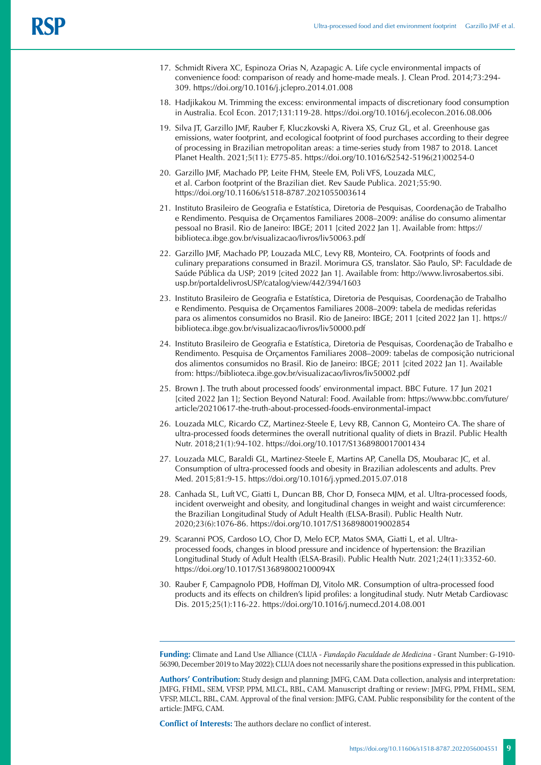17. Schmidt Rivera XC, Espinoza Orias N, Azapagic A. Life cycle environmental impacts of convenience food: comparison of ready and home-made meals. J. Clean Prod. 2014;73:294-309. https://doi.org/10.1016/j.jclepro.2014.01.008

18. Hadjikakou M. Trimming the excess: environmental impacts of discretionary food consumption in Australia. Ecol Econ. 2017;131:119-28. https://doi.org/10.1016/j.ecolecon.2016.08.006

19. Silva JT, Garzillo JMF, Rauber F, Kluczkovski A, Rivera XS, Cruz GL, et al. Greenhouse gas emissions, water footprint, and ecological footprint of food purchases according to their degree of processing in Brazilian metropolitan areas: a time-series study from 1987 to 2018. Lancet Planet Health. 2021;5(11): E775-85. https://doi.org/10.1016/S2542-5196(21)00254-0

20. Garzillo JMF, Machado PP, Leite FHM, Steele EM, Poli VFS, Louzada MLC, et al. Carbon footprint of the Brazilian diet. Rev Saude Publica. 2021;55:90. https://doi.org/10.11606/s1518-8787.2021055003614

21. Instituto Brasileiro de Geografia e Estatística, Diretoria de Pesquisas, Coordenação de Trabalho e Rendimento. Pesquisa de Orçamentos Familiares 2008–2009: análise do consumo alimentar pessoal no Brasil. Rio de Janeiro: IBGE; 2011 [cited 2022 Jan 1]. Available from: https://biblioteca.ibge.gov.br/visualizacao/livros/liv50063.pdf

22. Garzillo JMF, Machado PP, Louzada MLC, Levy RB, Monteiro, CA. Footprints of foods and culinary preparations consumed in Brazil. Morimura GS, translator. São Paulo, SP: Faculdade de Saúde Pública da USP; 2019 [cited 2022 Jan 1]. Available from: http://www.livrosabertos.sibi.usp.br/portaldelivrosUSP/catalog/view/442/394/1603

23. Instituto Brasileiro de Geografia e Estatística, Diretoria de Pesquisas, Coordenação de Trabalho e Rendimento. Pesquisa de Orçamentos Familiares 2008–2009: tabela de medidas referidas para os alimentos consumidos no Brasil. Rio de Janeiro: IBGE; 2011 [cited 2022 Jan 1]. https://biblioteca.ibge.gov.br/visualizacao/livros/liv50000.pdf

24. Instituto Brasileiro de Geografia e Estatística, Diretoria de Pesquisas, Coordenação de Trabalho e Rendimento. Pesquisa de Orçamentos Familiares 2008–2009: tabelas de composição nutricional dos alimentos consumidos no Brasil. Rio de Janeiro: IBGE; 2011 [cited 2022 Jan 1]. Available from: https://biblioteca.ibge.gov.br/visualizacao/livros/liv50002.pdf

25. Brown J. The truth about processed foods' environmental impact. BBC Future. 17 Jun 2021 [cited 2022 Jan 1]; Section Beyond Natural: Food. Available from: https://www.bbc.com/future/article/20210617-the-truth-about-processed-foods-environmental-impact

26. Louzada MLC, Ricardo CZ, Martinez-Steele E, Levy RB, Cannon G, Monteiro CA. The share of ultra-processed foods determines the overall nutritional quality of diets in Brazil. Public Health Nutr. 2018;21(1):94-102. https://doi.org/10.1017/S1368980017001434

27. Louzada MLC, Baraldi GL, Martinez-Steele E, Martins AP, Canella DS, Moubarac JC, et al. Consumption of ultra-processed foods and obesity in Brazilian adolescents and adults. Prev Med. 2015;81:9-15. https://doi.org/10.1016/j.ypmed.2015.07.018

28. Canhada SL, Luft VC, Giatti L, Duncan BB, Chor D, Fonseca MJM, et al. Ultra-processed foods, incident overweight and obesity, and longitudinal changes in weight and waist circumference: the Brazilian Longitudinal Study of Adult Health (ELSA-Brasil). Public Health Nutr. 2020;23(6):1076-86. https://doi.org/10.1017/S1368980019002854

29. Scaranni POS, Cardoso LO, Chor D, Melo ECP, Matos SMA, Giatti L, et al. Ultra-processed foods, changes in blood pressure and incidence of hypertension: the Brazilian Longitudinal Study of Adult Health (ELSA-Brasil). Public Health Nutr. 2021;24(11):3352-60. https://doi.org/10.1017/S136898002100094X

30. Rauber F, Campagnolo PDB, Hoffman DJ, Vitolo MR. Consumption of ultra-processed food products and its effects on children's lipid profiles: a longitudinal study. Nutr Metab Cardiovasc Dis. 2015;25(1):116-22. https://doi.org/10.1016/j.numecd.2014.08.001

---

**Funding:** Climate and Land Use Alliance (CLUA - *Fundação Faculdade de Medicina* - Grant Number: G-1910-56390, December 2019 to May 2022); CLUA does not necessarily share the positions expressed in this publication.

**Authors' Contribution:** Study design and planning: JMFG, CAM. Data collection, analysis and interpretation: JMFG, FHML, SEM, VFSP, PPM, MLCL, RBL, CAM. Manuscript drafting or review: JMFG, PPM, FHML, SEM, VFSP, MLCL, RBL, CAM. Approval of the final version: JMFG, CAM. Public responsibility for the content of the article: JMFG, CAM.

**Conflict of Interests:** The authors declare no conflict of interest.